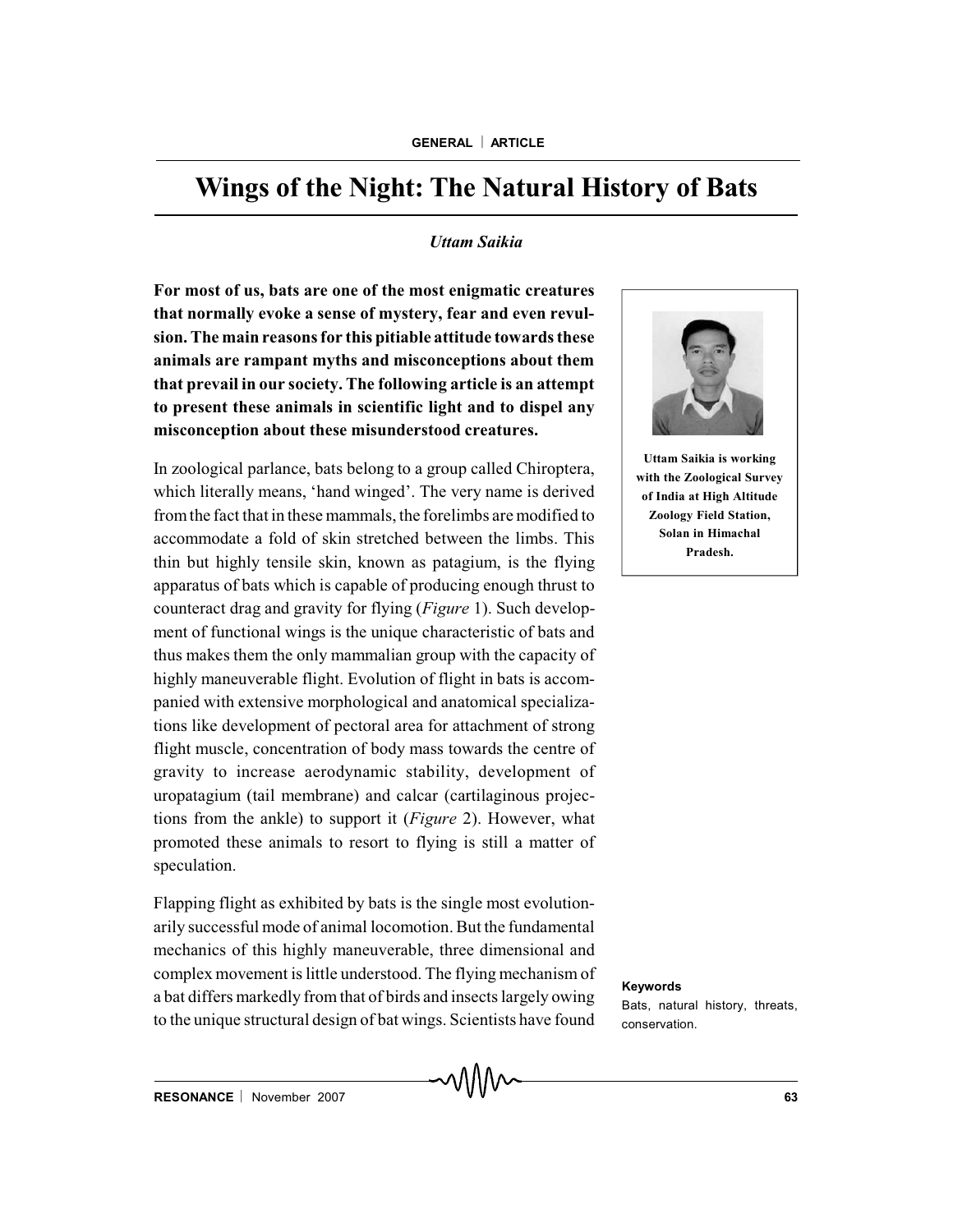# Wings of the Night: The Natural History of Bats

*Uttam Saikia*

**For most of us, bats are one of the most enigmatic creatures that normally evoke a sense of mystery, fear and even revulsion. The main reasons for this pitiable attitude towards these animals are rampant myths and misconceptions about them that prevail in our society. The following article is an attempt to present these animals in scientific light and to dispel any misconception about these misunderstood creatures.**

**Uttam Saikia is working with the Zoological Survey of India at High Altitude Zoology Field Station, Solan in Himachal Pradesh.**

In zoological parlance, bats belong to a group called Chiroptera, which literally means, 'hand winged'. The very name is derived from the fact that in these mammals, the forelimbs are modified to accommodate a fold of skin stretched between the limbs. This thin but highly tensile skin, known as patagium, is the flying apparatus of bats which is capable of producing enough thrust to counteract drag and gravity for flying (*Figure* 1). Such development of functional wings is the unique characteristic of bats and thus makes them the only mammalian group with the capacity of highly maneuverable flight. Evolution of flight in bats is accompanied with extensive morphological and anatomical specializations like development of pectoral area for attachment of strong flight muscle, concentration of body mass towards the centre of gravity to increase aerodynamic stability, development of uropatagium (tail membrane) and calcar (cartilaginous projections from the ankle) to support it (*Figure* 2). However, what promoted these animals to resort to flying is still a matter of speculation.

Flapping flight as exhibited by bats is the single most evolutionarily successful mode of animal locomotion. But the fundamental mechanics of this highly maneuverable, three dimensional and complex movement is little understood. The flying mechanism of a bat differs markedly from that of birds and insects largely owing to the unique structural design of bat wings. Scientists have found

**Keywords**

Bats, natural history, threats, conservation.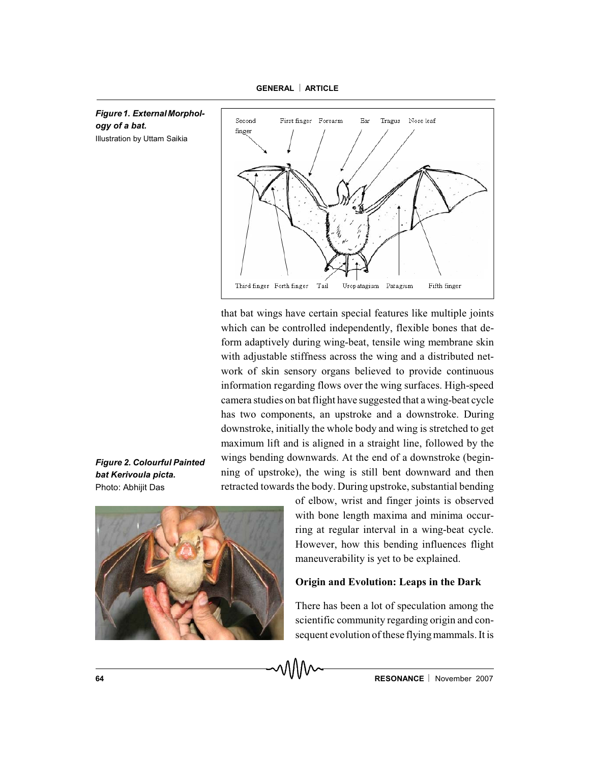*Figure 1. External Morphology of a bat.*
Illustration by Uttam Saikia

that bat wings have certain special features like multiple joints which can be controlled independently, flexible bones that deform adaptively during wing-beat, tensile wing membrane skin with adjustable stiffness across the wing and a distributed network of skin sensory organs believed to provide continuous information regarding flows over the wing surfaces. High-speed camera studies on bat flight have suggested that a wing-beat cycle has two components, an upstroke and a downstroke. During downstroke, initially the whole body and wing is stretched to get maximum lift and is aligned in a straight line, followed by the wings bending downwards. At the end of a downstroke (beginning of upstroke), the wing is still bent downward and then retracted towards the body. During upstroke, substantial bending of elbow, wrist and finger joints is observed with bone length maxima and minima occurring at regular interval in a wing-beat cycle. However, how this bending influences flight maneuverability is yet to be explained.

*Figure 2. Colourful Painted bat Kerivoula picta.*
Photo: Abhijit Das

## Origin and Evolution: Leaps in the Dark

There has been a lot of speculation among the scientific community regarding origin and consequent evolution of these flying mammals. It is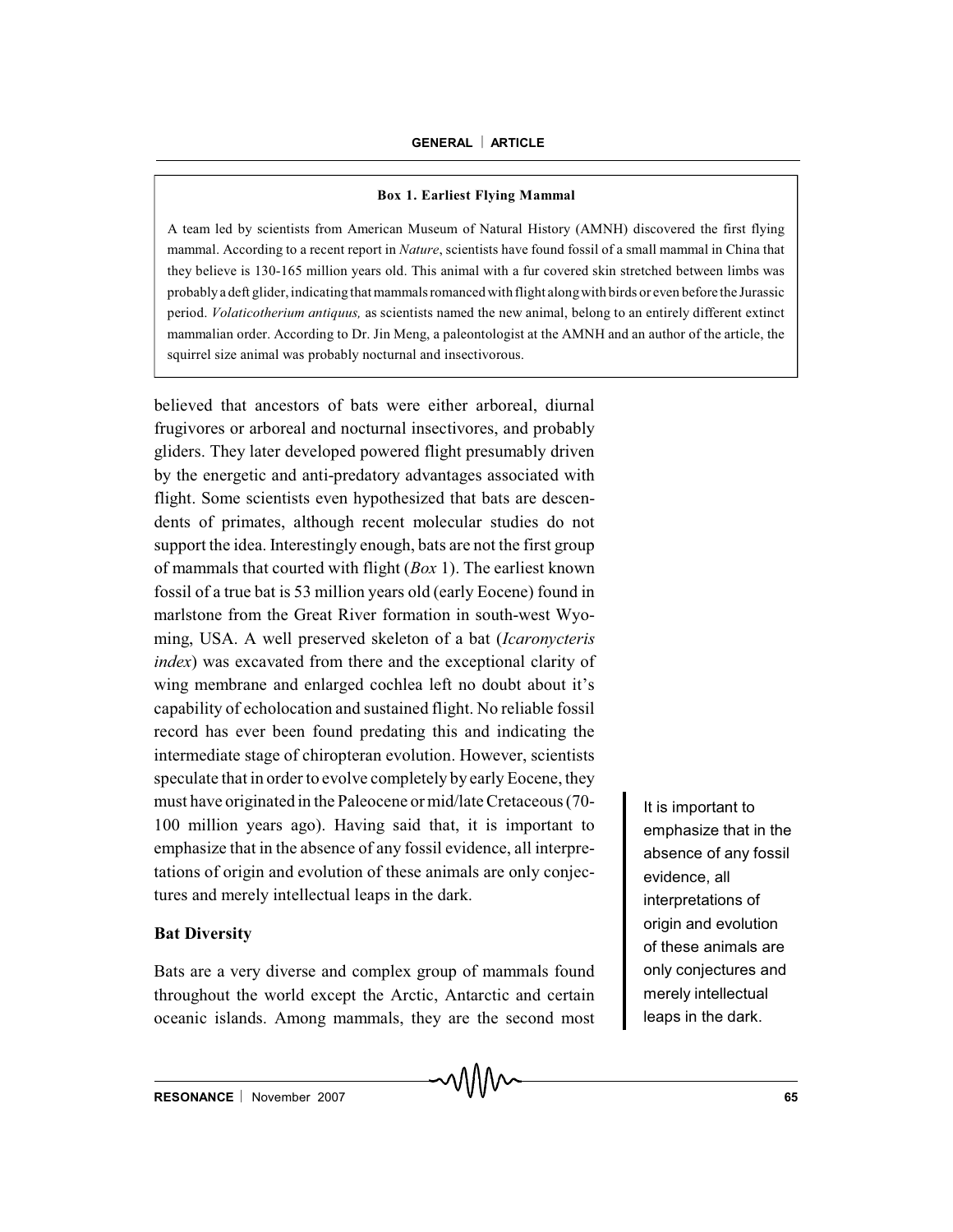**Box 1. Earliest Flying Mammal**

A team led by scientists from American Museum of Natural History (AMNH) discovered the first flying mammal. According to a recent report in *Nature*, scientists have found fossil of a small mammal in China that they believe is 130-165 million years old. This animal with a fur covered skin stretched between limbs was probably a deft glider, indicating that mammals romanced with flight along with birds or even before the Jurassic period. *Volaticotherium antiquus,* as scientists named the new animal, belong to an entirely different extinct mammalian order. According to Dr. Jin Meng, a paleontologist at the AMNH and an author of the article, the squirrel size animal was probably nocturnal and insectivorous.

believed that ancestors of bats were either arboreal, diurnal frugivores or arboreal and nocturnal insectivores, and probably gliders. They later developed powered flight presumably driven by the energetic and anti-predatory advantages associated with flight. Some scientists even hypothesized that bats are descendents of primates, although recent molecular studies do not support the idea. Interestingly enough, bats are not the first group of mammals that courted with flight (*Box* 1). The earliest known fossil of a true bat is 53 million years old (early Eocene) found in marlstone from the Great River formation in south-west Wyoming, USA. A well preserved skeleton of a bat (*Icaronycteris index*) was excavated from there and the exceptional clarity of wing membrane and enlarged cochlea left no doubt about it's capability of echolocation and sustained flight. No reliable fossil record has ever been found predating this and indicating the intermediate stage of chiropteran evolution. However, scientists speculate that in order to evolve completely by early Eocene, they must have originated in the Paleocene or mid/late Cretaceous (70-100 million years ago). Having said that, it is important to emphasize that in the absence of any fossil evidence, all interpretations of origin and evolution of these animals are only conjectures and merely intellectual leaps in the dark.

It is important to emphasize that in the absence of any fossil evidence, all interpretations of origin and evolution of these animals are only conjectures and merely intellectual leaps in the dark.

## Bat Diversity

Bats are a very diverse and complex group of mammals found throughout the world except the Arctic, Antarctic and certain oceanic islands. Among mammals, they are the second most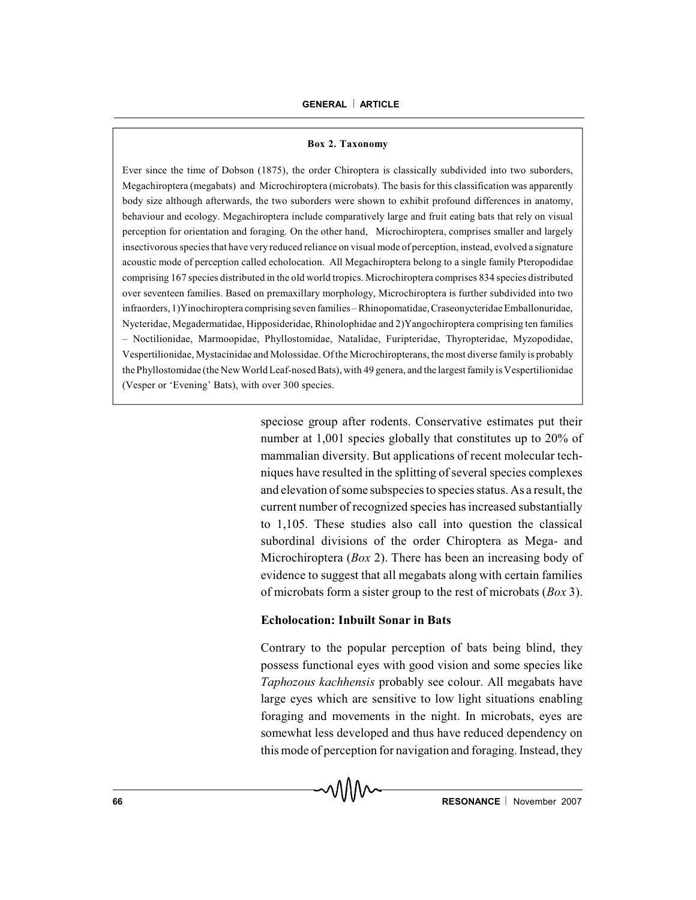**Box 2. Taxonomy**

Ever since the time of Dobson (1875), the order Chiroptera is classically subdivided into two suborders, Megachiroptera (megabats) and Microchiroptera (microbats). The basis for this classification was apparently body size although afterwards, the two suborders were shown to exhibit profound differences in anatomy, behaviour and ecology. Megachiroptera include comparatively large and fruit eating bats that rely on visual perception for orientation and foraging. On the other hand, Microchiroptera, comprises smaller and largely insectivorous species that have very reduced reliance on visual mode of perception, instead, evolved a signature acoustic mode of perception called echolocation. All Megachiroptera belong to a single family Pteropodidae comprising 167 species distributed in the old world tropics. Microchiroptera comprises 834 species distributed over seventeen families. Based on premaxillary morphology, Microchiroptera is further subdivided into two infraorders, 1) Yinochiroptera comprising seven families – Rhinopomatidae, Craseonycteridae Emballonuridae, Nycteridae, Megadermatidae, Hipposideridae, Rhinolophidae and 2) Yangochiroptera comprising ten families – Noctilionidae, Marmoopidae, Phyllostomidae, Natalidae, Furipteridae, Thyropteridae, Myzopodidae, Vespertilionidae, Mystacinidae and Molossidae. Of the Microchiropterans, the most diverse family is probably the Phyllostomidae (the New World Leaf-nosed Bats), with 49 genera, and the largest family is Vespertilionidae (Vesper or 'Evening' Bats), with over 300 species.

speciose group after rodents. Conservative estimates put their number at 1,001 species globally that constitutes up to 20% of mammalian diversity. But applications of recent molecular techniques have resulted in the splitting of several species complexes and elevation of some subspecies to species status. As a result, the current number of recognized species has increased substantially to 1,105. These studies also call into question the classical subordinal divisions of the order Chiroptera as Mega- and Microchiroptera (*Box* 2). There has been an increasing body of evidence to suggest that all megabats along with certain families of microbats form a sister group to the rest of microbats (*Box* 3).

## Echolocation: Inbuilt Sonar in Bats

Contrary to the popular perception of bats being blind, they possess functional eyes with good vision and some species like *Taphozous kachhensis* probably see colour. All megabats have large eyes which are sensitive to low light situations enabling foraging and movements in the night. In microbats, eyes are somewhat less developed and thus have reduced dependency on this mode of perception for navigation and foraging. Instead, they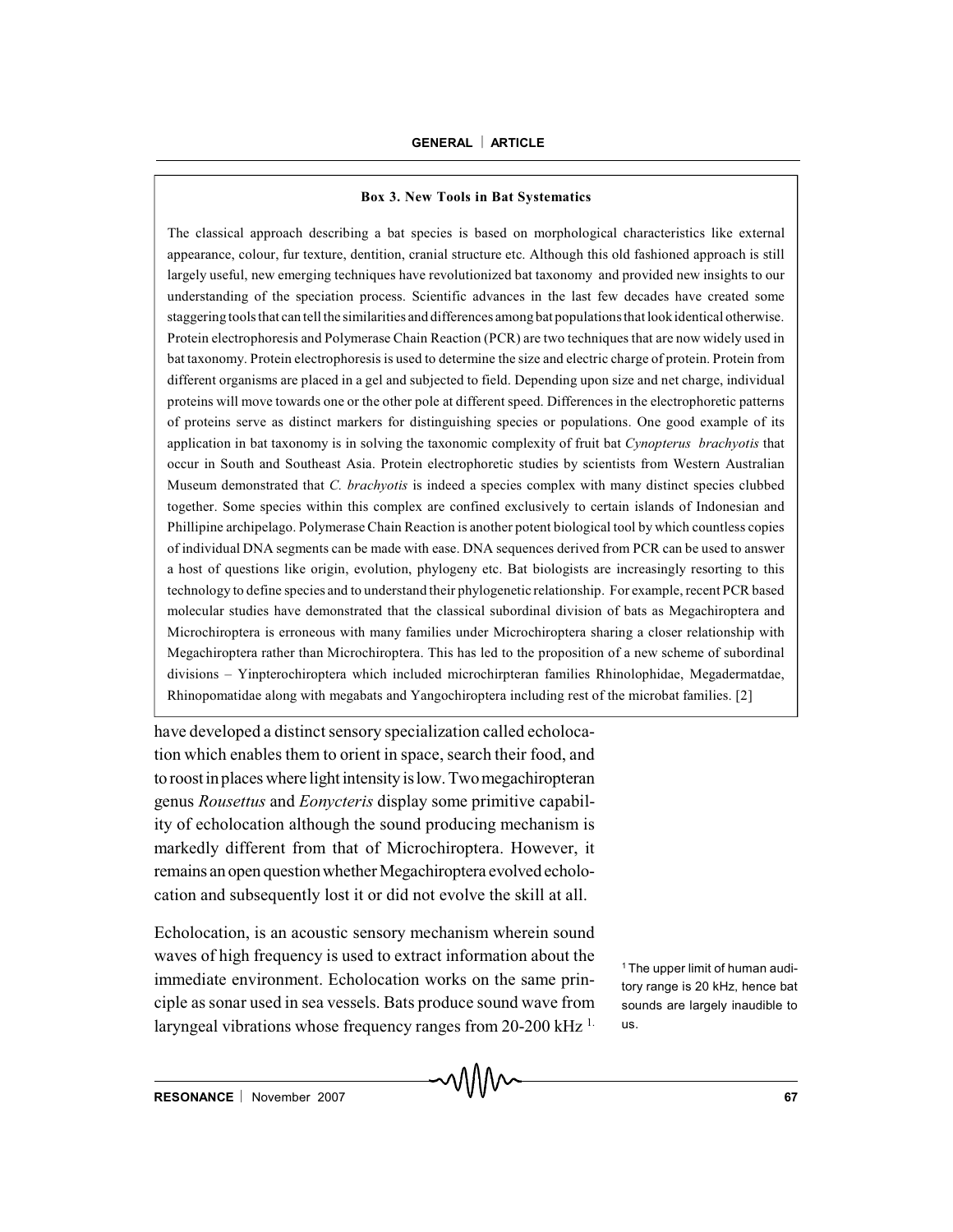**Box 3. New Tools in Bat Systematics**

The classical approach describing a bat species is based on morphological characteristics like external appearance, colour, fur texture, dentition, cranial structure etc. Although this old fashioned approach is still largely useful, new emerging techniques have revolutionized bat taxonomy and provided new insights to our understanding of the speciation process. Scientific advances in the last few decades have created some staggering tools that can tell the similarities and differences among bat populations that look identical otherwise. Protein electrophoresis and Polymerase Chain Reaction (PCR) are two techniques that are now widely used in bat taxonomy. Protein electrophoresis is used to determine the size and electric charge of protein. Protein from different organisms are placed in a gel and subjected to field. Depending upon size and net charge, individual proteins will move towards one or the other pole at different speed. Differences in the electrophoretic patterns of proteins serve as distinct markers for distinguishing species or populations. One good example of its application in bat taxonomy is in solving the taxonomic complexity of fruit bat *Cynopterus brachyotis* that occur in South and Southeast Asia. Protein electrophoretic studies by scientists from Western Australian Museum demonstrated that *C. brachyotis* is indeed a species complex with many distinct species clubbed together. Some species within this complex are confined exclusively to certain islands of Indonesian and Phillipine archipelago. Polymerase Chain Reaction is another potent biological tool by which countless copies of individual DNA segments can be made with ease. DNA sequences derived from PCR can be used to answer a host of questions like origin, evolution, phylogeny etc. Bat biologists are increasingly resorting to this technology to define species and to understand their phylogenetic relationship. For example, recent PCR based molecular studies have demonstrated that the classical subordinal division of bats as Megachiroptera and Microchiroptera is erroneous with many families under Microchiroptera sharing a closer relationship with Megachiroptera rather than Microchiroptera. This has led to the proposition of a new scheme of subordinal divisions – Yinpterochiroptera which included microchirpteran families Rhinolophidae, Megadermatdae, Rhinopomatidae along with megabats and Yangochiroptera including rest of the microbat families. [2]

have developed a distinct sensory specialization called echolocation which enables them to orient in space, search their food, and to roost in places where light intensity is low. Two megachiropteran genus *Rousettus* and *Eonycteris* display some primitive capability of echolocation although the sound producing mechanism is markedly different from that of Microchiroptera. However, it remains an open question whether Megachiroptera evolved echolocation and subsequently lost it or did not evolve the skill at all.

Echolocation, is an acoustic sensory mechanism wherein sound waves of high frequency is used to extract information about the immediate environment. Echolocation works on the same principle as sonar used in sea vessels. Bats produce sound wave from laryngeal vibrations whose frequency ranges from 20-200 kHz [1].

[1] The upper limit of human auditory range is 20 kHz, hence bat sounds are largely inaudible to us.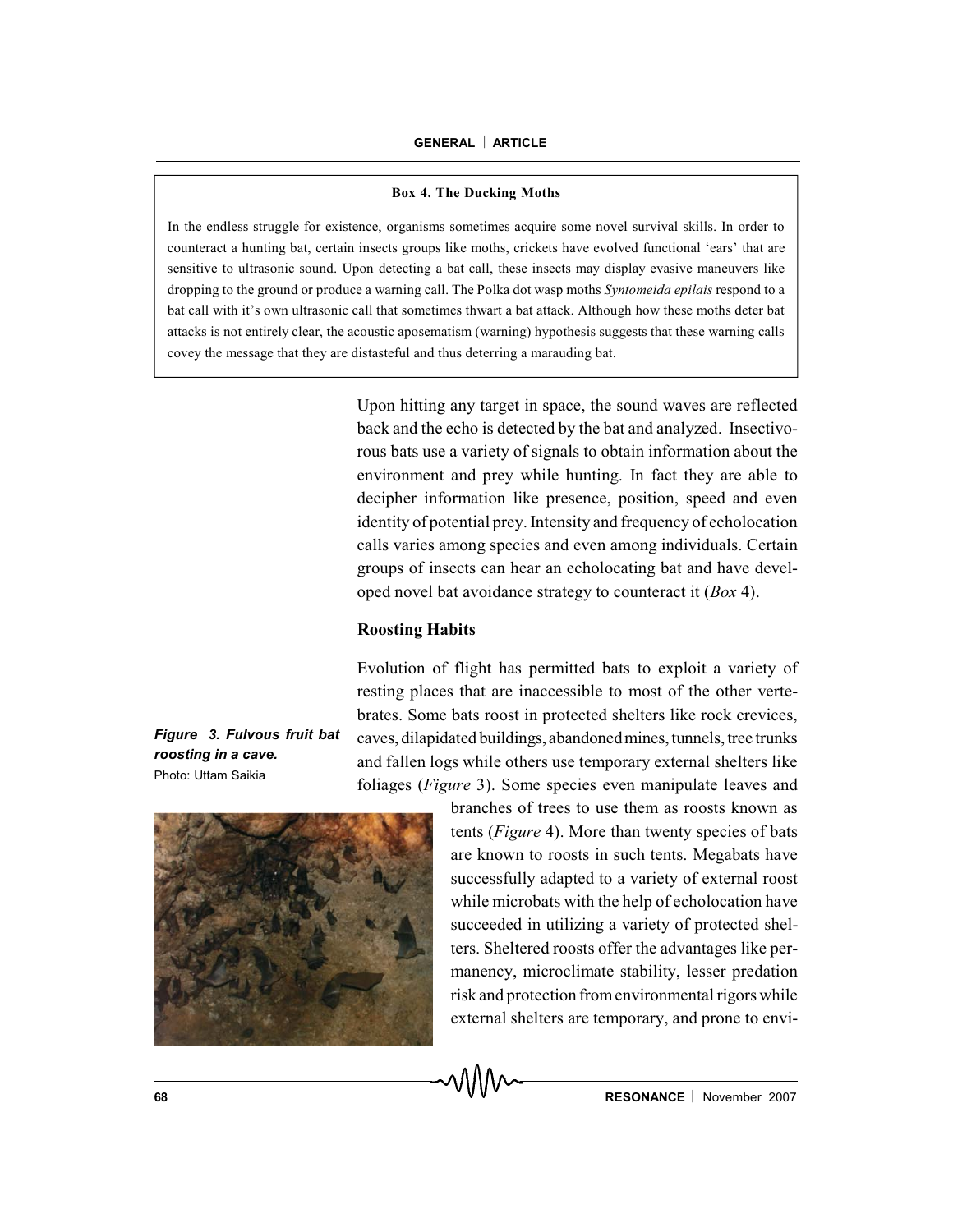**Box 4. The Ducking Moths**

In the endless struggle for existence, organisms sometimes acquire some novel survival skills. In order to counteract a hunting bat, certain insects groups like moths, crickets have evolved functional 'ears' that are sensitive to ultrasonic sound. Upon detecting a bat call, these insects may display evasive maneuvers like dropping to the ground or produce a warning call. The Polka dot wasp moths *Syntomeida epilais* respond to a bat call with it's own ultrasonic call that sometimes thwart a bat attack. Although how these moths deter bat attacks is not entirely clear, the acoustic aposematism (warning) hypothesis suggests that these warning calls covey the message that they are distasteful and thus deterring a marauding bat.

Upon hitting any target in space, the sound waves are reflected back and the echo is detected by the bat and analyzed. Insectivorous bats use a variety of signals to obtain information about the environment and prey while hunting. In fact they are able to decipher information like presence, position, speed and even identity of potential prey. Intensity and frequency of echolocation calls varies among species and even among individuals. Certain groups of insects can hear an echolocating bat and have developed novel bat avoidance strategy to counteract it (*Box* 4).

## Roosting Habits

Evolution of flight has permitted bats to exploit a variety of resting places that are inaccessible to most of the other vertebrates. Some bats roost in protected shelters like rock crevices, caves, dilapidated buildings, abandoned mines, tunnels, tree trunks and fallen logs while others use temporary external shelters like foliages (*Figure* 3). Some species even manipulate leaves and branches of trees to use them as roosts known as tents (*Figure* 4). More than twenty species of bats are known to roosts in such tents. Megabats have successfully adapted to a variety of external roost while microbats with the help of echolocation have succeeded in utilizing a variety of protected shelters. Sheltered roosts offer the advantages like permanency, microclimate stability, lesser predation risk and protection from environmental rigors while external shelters are temporary, and prone to envi-

***Figure 3. Fulvous fruit bat roosting in a cave.***
Photo: Uttam Saikia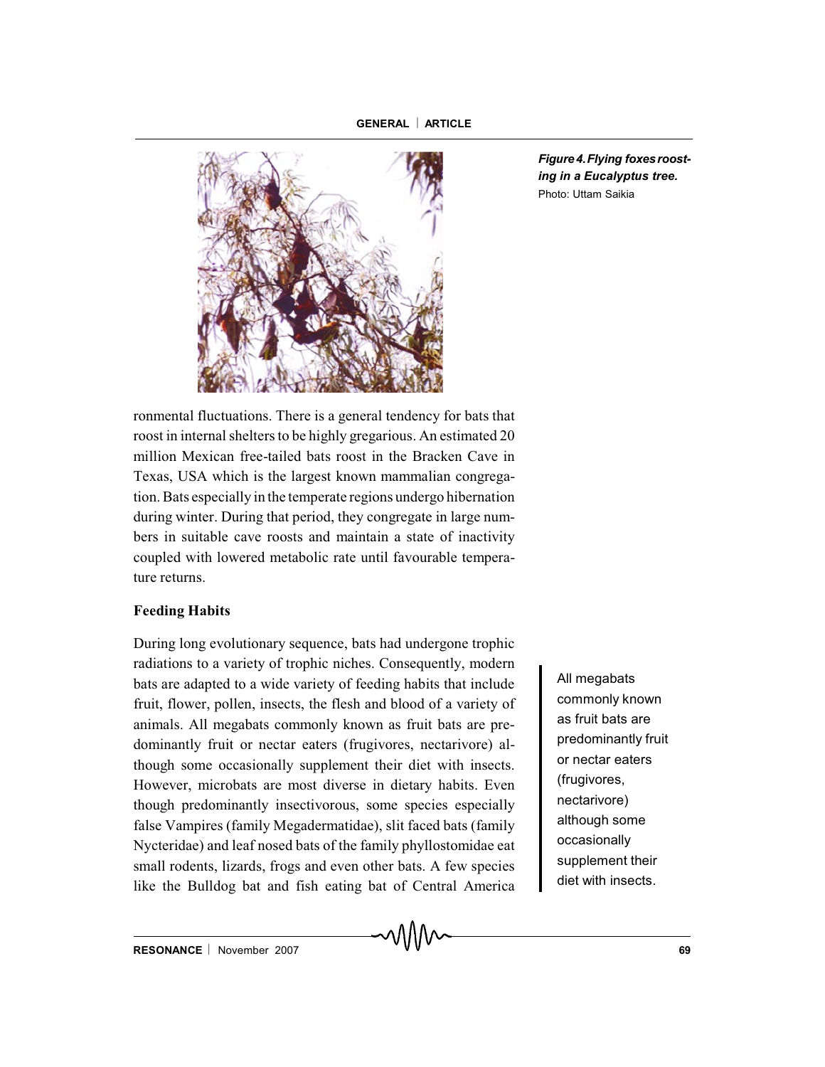*Figure 4. Flying foxes roosting in a Eucalyptus tree.*
Photo: Uttam Saikia

ronmental fluctuations. There is a general tendency for bats that roost in internal shelters to be highly gregarious. An estimated 20 million Mexican free-tailed bats roost in the Bracken Cave in Texas, USA which is the largest known mammalian congregation. Bats especially in the temperate regions undergo hibernation during winter. During that period, they congregate in large numbers in suitable cave roosts and maintain a state of inactivity coupled with lowered metabolic rate until favourable temperature returns.

## Feeding Habits

During long evolutionary sequence, bats had undergone trophic radiations to a variety of trophic niches. Consequently, modern bats are adapted to a wide variety of feeding habits that include fruit, flower, pollen, insects, the flesh and blood of a variety of animals. All megabats commonly known as fruit bats are predominantly fruit or nectar eaters (frugivores, nectarivore) although some occasionally supplement their diet with insects. However, microbats are most diverse in dietary habits. Even though predominantly insectivorous, some species especially false Vampires (family Megadermatidae), slit faced bats (family Nycteridae) and leaf nosed bats of the family phyllostomidae eat small rodents, lizards, frogs and even other bats. A few species like the Bulldog bat and fish eating bat of Central America

> All megabats commonly known as fruit bats are predominantly fruit or nectar eaters (frugivores, nectarivore) although some occasionally supplement their diet with insects.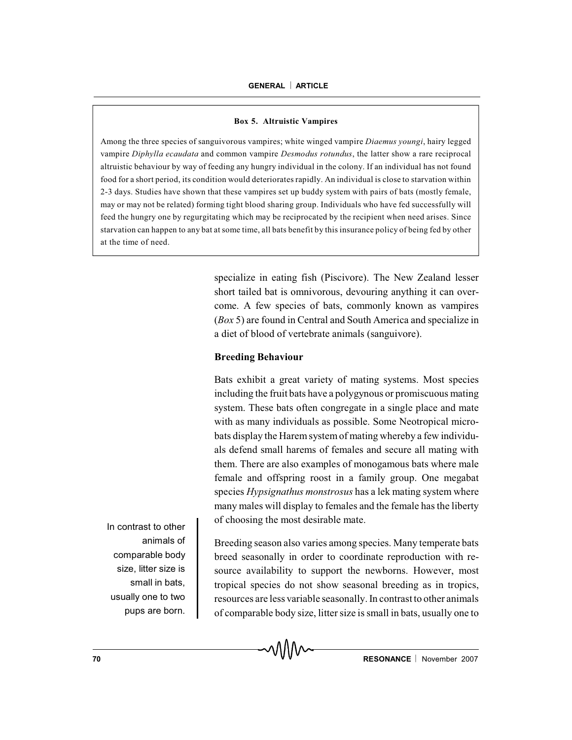**Box 5. Altruistic Vampires**

Among the three species of sanguivorous vampires; white winged vampire *Diaemus youngi*, hairy legged vampire *Diphylla ecaudata* and common vampire *Desmodus rotundus*, the latter show a rare reciprocal altruistic behaviour by way of feeding any hungry individual in the colony. If an individual has not found food for a short period, its condition would deteriorates rapidly. An individual is close to starvation within 2-3 days. Studies have shown that these vampires set up buddy system with pairs of bats (mostly female, may or may not be related) forming tight blood sharing group. Individuals who have fed successfully will feed the hungry one by regurgitating which may be reciprocated by the recipient when need arises. Since starvation can happen to any bat at some time, all bats benefit by this insurance policy of being fed by other at the time of need.

specialize in eating fish (Piscivore). The New Zealand lesser short tailed bat is omnivorous, devouring anything it can overcome. A few species of bats, commonly known as vampires (*Box* 5) are found in Central and South America and specialize in a diet of blood of vertebrate animals (sanguivore).

### Breeding Behaviour

Bats exhibit a great variety of mating systems. Most species including the fruit bats have a polygynous or promiscuous mating system. These bats often congregate in a single place and mate with as many individuals as possible. Some Neotropical microbats display the Harem system of mating whereby a few individuals defend small harems of females and secure all mating with them. There are also examples of monogamous bats where male female and offspring roost in a family group. One megabat species *Hypsignathus monstrosus* has a lek mating system where many males will display to females and the female has the liberty of choosing the most desirable mate.

In contrast to other animals of comparable body size, litter size is small in bats, usually one to two pups are born.

Breeding season also varies among species. Many temperate bats breed seasonally in order to coordinate reproduction with resource availability to support the newborns. However, most tropical species do not show seasonal breeding as in tropics, resources are less variable seasonally. In contrast to other animals of comparable body size, litter size is small in bats, usually one to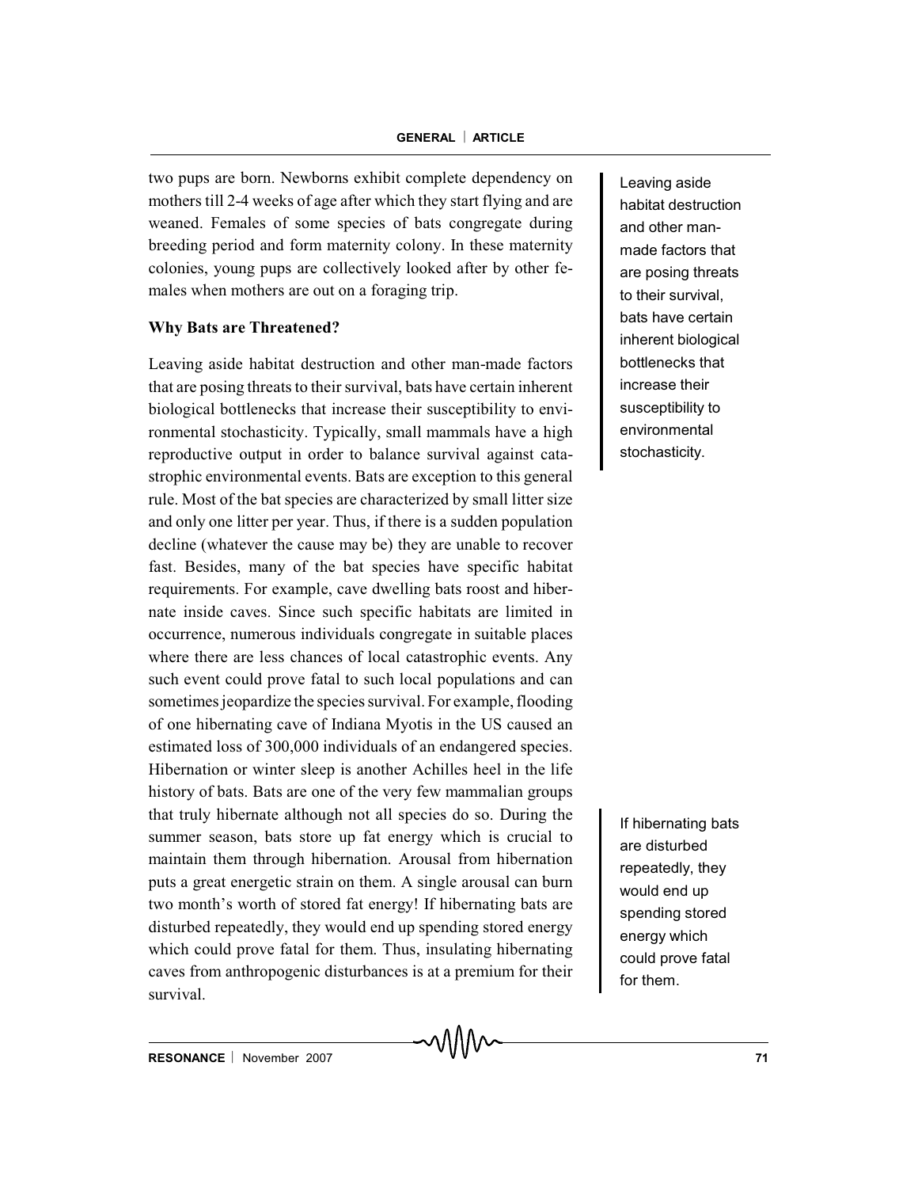two pups are born. Newborns exhibit complete dependency on mothers till 2-4 weeks of age after which they start flying and are weaned. Females of some species of bats congregate during breeding period and form maternity colony. In these maternity colonies, young pups are collectively looked after by other females when mothers are out on a foraging trip.

**Why Bats are Threatened?**

Leaving aside habitat destruction and other man-made factors that are posing threats to their survival, bats have certain inherent biological bottlenecks that increase their susceptibility to environmental stochasticity. Typically, small mammals have a high reproductive output in order to balance survival against catastrophic environmental events. Bats are exception to this general rule. Most of the bat species are characterized by small litter size and only one litter per year. Thus, if there is a sudden population decline (whatever the cause may be) they are unable to recover fast. Besides, many of the bat species have specific habitat requirements. For example, cave dwelling bats roost and hibernate inside caves. Since such specific habitats are limited in occurrence, numerous individuals congregate in suitable places where there are less chances of local catastrophic events. Any such event could prove fatal to such local populations and can sometimes jeopardize the species survival. For example, flooding of one hibernating cave of Indiana Myotis in the US caused an estimated loss of 300,000 individuals of an endangered species. Hibernation or winter sleep is another Achilles heel in the life history of bats. Bats are one of the very few mammalian groups that truly hibernate although not all species do so. During the summer season, bats store up fat energy which is crucial to maintain them through hibernation. Arousal from hibernation puts a great energetic strain on them. A single arousal can burn two month's worth of stored fat energy! If hibernating bats are disturbed repeatedly, they would end up spending stored energy which could prove fatal for them. Thus, insulating hibernating caves from anthropogenic disturbances is at a premium for their survival.

Leaving aside habitat destruction and other man-made factors that are posing threats to their survival, bats have certain inherent biological bottlenecks that increase their susceptibility to environmental stochasticity.

If hibernating bats are disturbed repeatedly, they would end up spending stored energy which could prove fatal for them.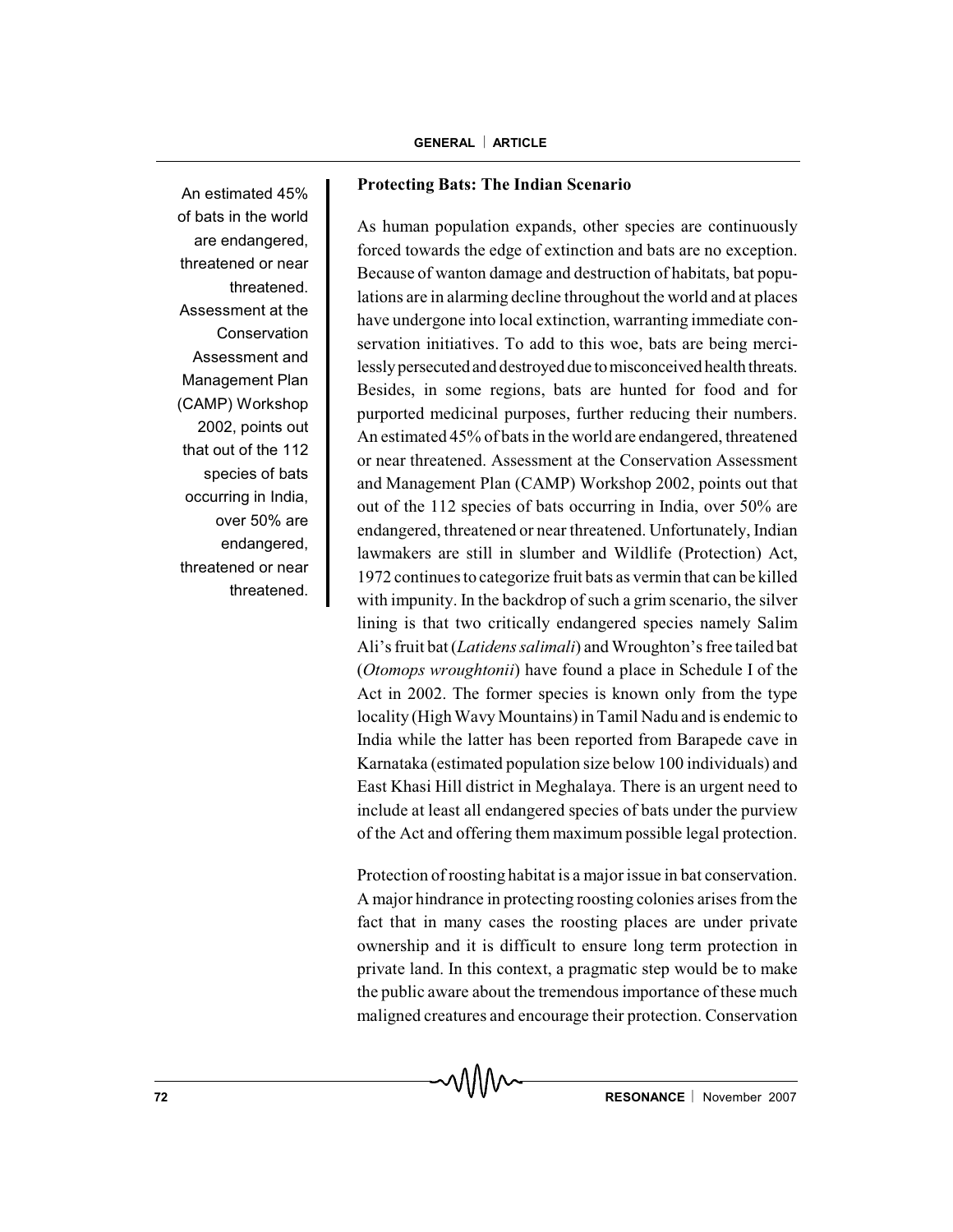An estimated 45% of bats in the world are endangered, threatened or near threatened. Assessment at the Conservation Assessment and Management Plan (CAMP) Workshop 2002, points out that out of the 112 species of bats occurring in India, over 50% are endangered, threatened or near threatened.

### Protecting Bats: The Indian Scenario

As human population expands, other species are continuously forced towards the edge of extinction and bats are no exception. Because of wanton damage and destruction of habitats, bat populations are in alarming decline throughout the world and at places have undergone into local extinction, warranting immediate conservation initiatives. To add to this woe, bats are being mercilessly persecuted and destroyed due to misconceived health threats. Besides, in some regions, bats are hunted for food and for purported medicinal purposes, further reducing their numbers. An estimated 45% of bats in the world are endangered, threatened or near threatened. Assessment at the Conservation Assessment and Management Plan (CAMP) Workshop 2002, points out that out of the 112 species of bats occurring in India, over 50% are endangered, threatened or near threatened. Unfortunately, Indian lawmakers are still in slumber and Wildlife (Protection) Act, 1972 continues to categorize fruit bats as vermin that can be killed with impunity. In the backdrop of such a grim scenario, the silver lining is that two critically endangered species namely Salim Ali's fruit bat (*Latidens salimali*) and Wroughton's free tailed bat (*Otomops wroughtonii*) have found a place in Schedule I of the Act in 2002. The former species is known only from the type locality (High Wavy Mountains) in Tamil Nadu and is endemic to India while the latter has been reported from Barapede cave in Karnataka (estimated population size below 100 individuals) and East Khasi Hill district in Meghalaya. There is an urgent need to include at least all endangered species of bats under the purview of the Act and offering them maximum possible legal protection.

Protection of roosting habitat is a major issue in bat conservation. A major hindrance in protecting roosting colonies arises from the fact that in many cases the roosting places are under private ownership and it is difficult to ensure long term protection in private land. In this context, a pragmatic step would be to make the public aware about the tremendous importance of these much maligned creatures and encourage their protection. Conservation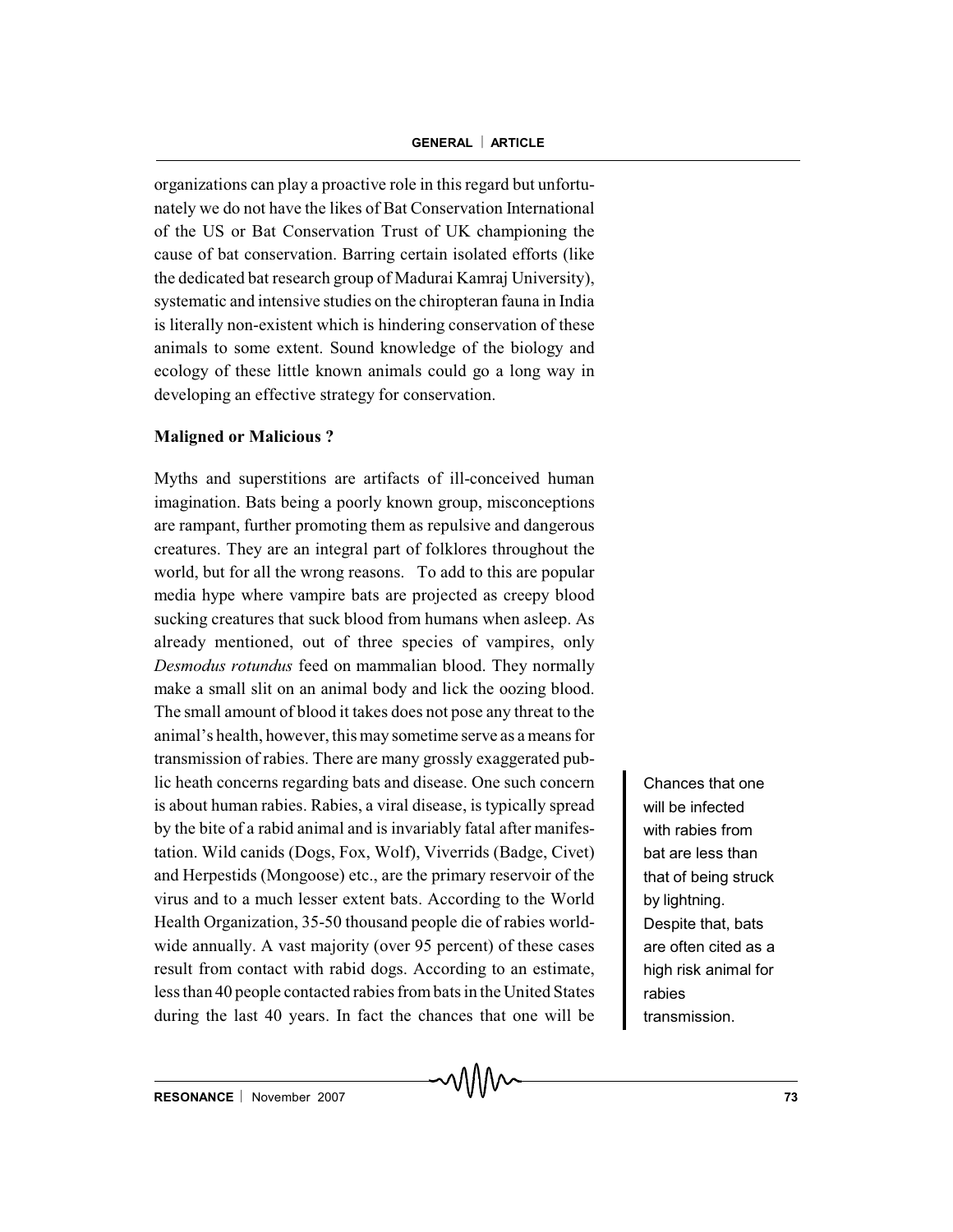organizations can play a proactive role in this regard but unfortunately we do not have the likes of Bat Conservation International of the US or Bat Conservation Trust of UK championing the cause of bat conservation. Barring certain isolated efforts (like the dedicated bat research group of Madurai Kamraj University), systematic and intensive studies on the chiropteran fauna in India is literally non-existent which is hindering conservation of these animals to some extent. Sound knowledge of the biology and ecology of these little known animals could go a long way in developing an effective strategy for conservation.

**Maligned or Malicious ?**

Myths and superstitions are artifacts of ill-conceived human imagination. Bats being a poorly known group, misconceptions are rampant, further promoting them as repulsive and dangerous creatures. They are an integral part of folklores throughout the world, but for all the wrong reasons. To add to this are popular media hype where vampire bats are projected as creepy blood sucking creatures that suck blood from humans when asleep. As already mentioned, out of three species of vampires, only *Desmodus rotundus* feed on mammalian blood. They normally make a small slit on an animal body and lick the oozing blood. The small amount of blood it takes does not pose any threat to the animal's health, however, this may sometime serve as a means for transmission of rabies. There are many grossly exaggerated public heath concerns regarding bats and disease. One such concern is about human rabies. Rabies, a viral disease, is typically spread by the bite of a rabid animal and is invariably fatal after manifestation. Wild canids (Dogs, Fox, Wolf), Viverrids (Badge, Civet) and Herpestids (Mongoose) etc., are the primary reservoir of the virus and to a much lesser extent bats. According to the World Health Organization, 35-50 thousand people die of rabies worldwide annually. A vast majority (over 95 percent) of these cases result from contact with rabid dogs. According to an estimate, less than 40 people contacted rabies from bats in the United States during the last 40 years. In fact the chances that one will be

Chances that one will be infected with rabies from bat are less than that of being struck by lightning. Despite that, bats are often cited as a high risk animal for rabies transmission.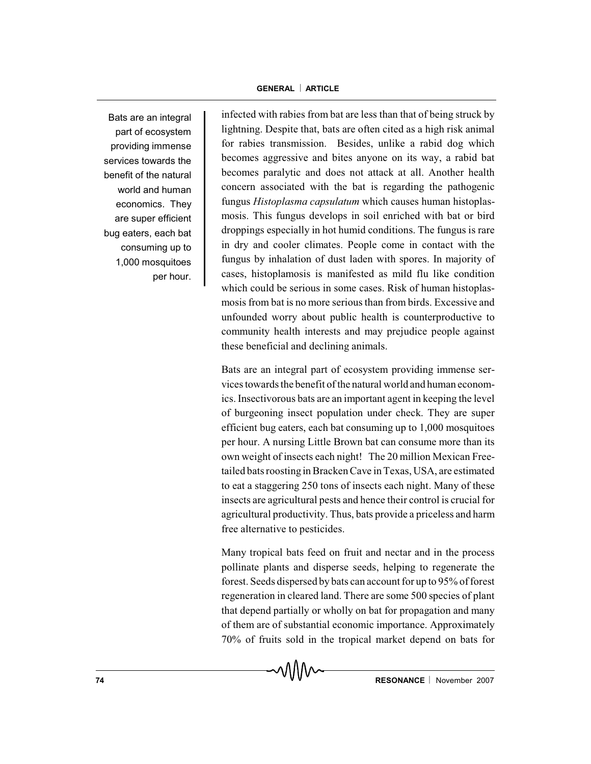infected with rabies from bat are less than that of being struck by lightning. Despite that, bats are often cited as a high risk animal for rabies transmission. Besides, unlike a rabid dog which becomes aggressive and bites anyone on its way, a rabid bat becomes paralytic and does not attack at all. Another health concern associated with the bat is regarding the pathogenic fungus *Histoplasma capsulatum* which causes human histoplasmosis. This fungus develops in soil enriched with bat or bird droppings especially in hot humid conditions. The fungus is rare in dry and cooler climates. People come in contact with the fungus by inhalation of dust laden with spores. In majority of cases, histoplamosis is manifested as mild flu like condition which could be serious in some cases. Risk of human histoplasmosis from bat is no more serious than from birds. Excessive and unfounded worry about public health is counterproductive to community health interests and may prejudice people against these beneficial and declining animals.

Bats are an integral part of ecosystem providing immense services towards the benefit of the natural world and human economics. Insectivorous bats are an important agent in keeping the level of burgeoning insect population under check. They are super efficient bug eaters, each bat consuming up to 1,000 mosquitoes per hour. A nursing Little Brown bat can consume more than its own weight of insects each night! The 20 million Mexican Free-tailed bats roosting in Bracken Cave in Texas, USA, are estimated to eat a staggering 250 tons of insects each night. Many of these insects are agricultural pests and hence their control is crucial for agricultural productivity. Thus, bats provide a priceless and harm free alternative to pesticides.

> Bats are an integral part of ecosystem providing immense services towards the benefit of the natural world and human economics. They are super efficient bug eaters, each bat consuming up to 1,000 mosquitoes per hour.

Many tropical bats feed on fruit and nectar and in the process pollinate plants and disperse seeds, helping to regenerate the forest. Seeds dispersed by bats can account for up to 95% of forest regeneration in cleared land. There are some 500 species of plant that depend partially or wholly on bat for propagation and many of them are of substantial economic importance. Approximately 70% of fruits sold in the tropical market depend on bats for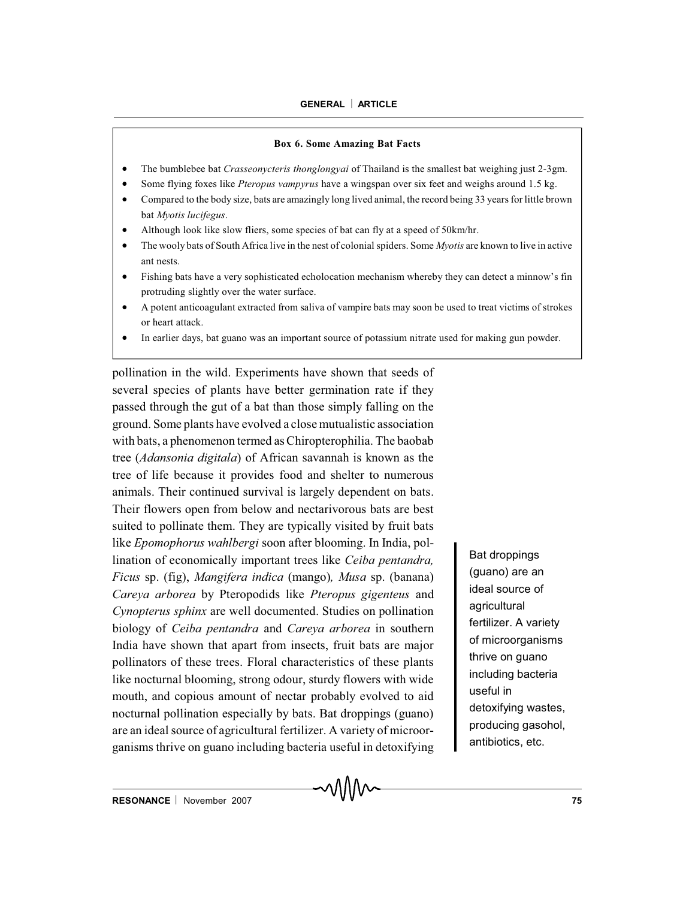**Box 6. Some Amazing Bat Facts**

- The bumblebee bat *Crasseonycteris thonglongyai* of Thailand is the smallest bat weighing just 2-3gm.
- Some flying foxes like *Pteropus vampyrus* have a wingspan over six feet and weighs around 1.5 kg.
- Compared to the body size, bats are amazingly long lived animal, the record being 33 years for little brown bat *Myotis lucifegus*.
- Although look like slow fliers, some species of bat can fly at a speed of 50km/hr.
- The wooly bats of South Africa live in the nest of colonial spiders. Some *Myotis* are known to live in active ant nests.
- Fishing bats have a very sophisticated echolocation mechanism whereby they can detect a minnow's fin protruding slightly over the water surface.
- A potent anticoagulant extracted from saliva of vampire bats may soon be used to treat victims of strokes or heart attack.
- In earlier days, bat guano was an important source of potassium nitrate used for making gun powder.

pollination in the wild. Experiments have shown that seeds of several species of plants have better germination rate if they passed through the gut of a bat than those simply falling on the ground. Some plants have evolved a close mutualistic association with bats, a phenomenon termed as Chiropterophilia. The baobab tree (*Adansonia digitala*) of African savannah is known as the tree of life because it provides food and shelter to numerous animals. Their continued survival is largely dependent on bats. Their flowers open from below and nectarivorous bats are best suited to pollinate them. They are typically visited by fruit bats like *Epomophorus wahlbergi* soon after blooming. In India, pollination of economically important trees like *Ceiba pentandra, Ficus* sp. (fig), *Mangifera indica* (mango)*, Musa* sp. (banana) *Careya arborea* by Pteropodids like *Pteropus gigenteus* and *Cynopterus sphinx* are well documented. Studies on pollination biology of *Ceiba pentandra* and *Careya arborea* in southern India have shown that apart from insects, fruit bats are major pollinators of these trees. Floral characteristics of these plants like nocturnal blooming, strong odour, sturdy flowers with wide mouth, and copious amount of nectar probably evolved to aid nocturnal pollination especially by bats. Bat droppings (guano) are an ideal source of agricultural fertilizer. A variety of microorganisms thrive on guano including bacteria useful in detoxifying

> Bat droppings (guano) are an ideal source of agricultural fertilizer. A variety of microorganisms thrive on guano including bacteria useful in detoxifying wastes, producing gasohol, antibiotics, etc.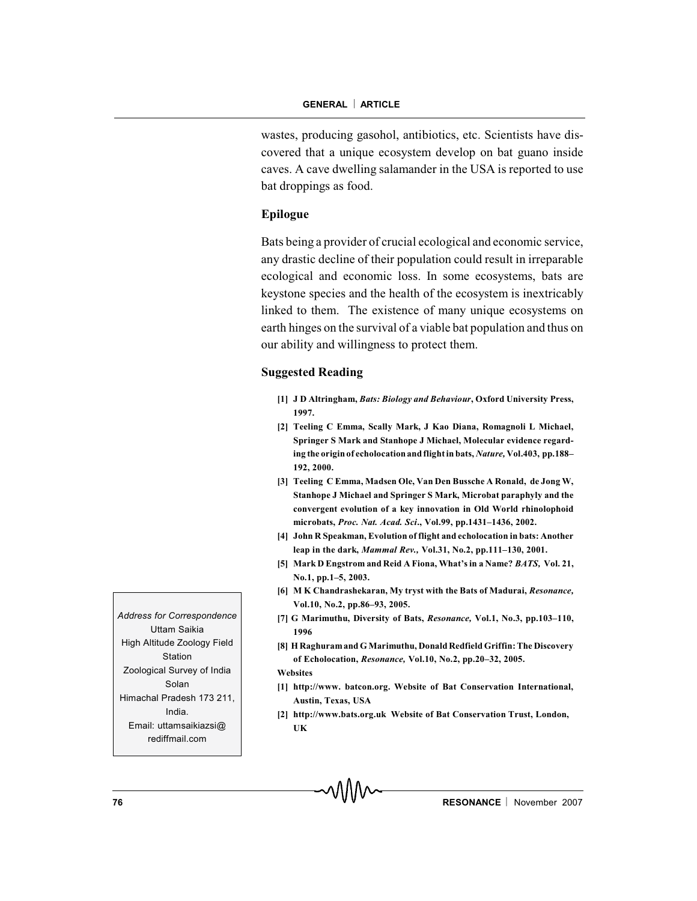wastes, producing gasohol, antibiotics, etc. Scientists have discovered that a unique ecosystem develop on bat guano inside caves. A cave dwelling salamander in the USA is reported to use bat droppings as food.

## Epilogue

Bats being a provider of crucial ecological and economic service, any drastic decline of their population could result in irreparable ecological and economic loss. In some ecosystems, bats are keystone species and the health of the ecosystem is inextricably linked to them. The existence of many unique ecosystems on earth hinges on the survival of a viable bat population and thus on our ability and willingness to protect them.

## Suggested Reading

**[1] J D Altringham, *Bats: Biology and Behaviour*, Oxford University Press, 1997.**

**[2] Teeling C Emma, Scally Mark, J Kao Diana, Romagnoli L Michael, Springer S Mark and Stanhope J Michael, Molecular evidence regarding the origin of echolocation and flight in bats, *Nature,* Vol.403, pp.188–192, 2000.**

**[3] Teeling C Emma, Madsen Ole, Van Den Bussche A Ronald, de Jong W, Stanhope J Michael and Springer S Mark, Microbat paraphyly and the convergent evolution of a key innovation in Old World rhinolophoid microbats, *Proc. Nat. Acad. Sci*., Vol.99, pp.1431–1436, 2002.**

**[4] John R Speakman, Evolution of flight and echolocation in bats: Another leap in the dark, *Mammal Rev.,* Vol.31, No.2, pp.111–130, 2001.**

**[5] Mark D Engstrom and Reid A Fiona, What's in a Name? *BATS,* Vol. 21, No.1, pp.1–5, 2003.**

**[6] M K Chandrashekaran, My tryst with the Bats of Madurai, *Resonance,* Vol.10, No.2, pp.86–93, 2005.**

**[7] G Marimuthu, Diversity of Bats, *Resonance,* Vol.1, No.3, pp.103–110, 1996**

**[8] H Raghuram and G Marimuthu, Donald Redfield Griffin: The Discovery of Echolocation, *Resonance,* Vol.10, No.2, pp.20–32, 2005.**

**Websites**

**[1] http://www. batcon.org. Website of Bat Conservation International, Austin, Texas, USA**

**[2] http://www.bats.org.uk Website of Bat Conservation Trust, London, UK**

*Address for Correspondence*
Uttam Saikia
High Altitude Zoology Field Station
Zoological Survey of India
Solan
Himachal Pradesh 173 211, India.
Email: uttamsaikiazsi@rediffmail.com